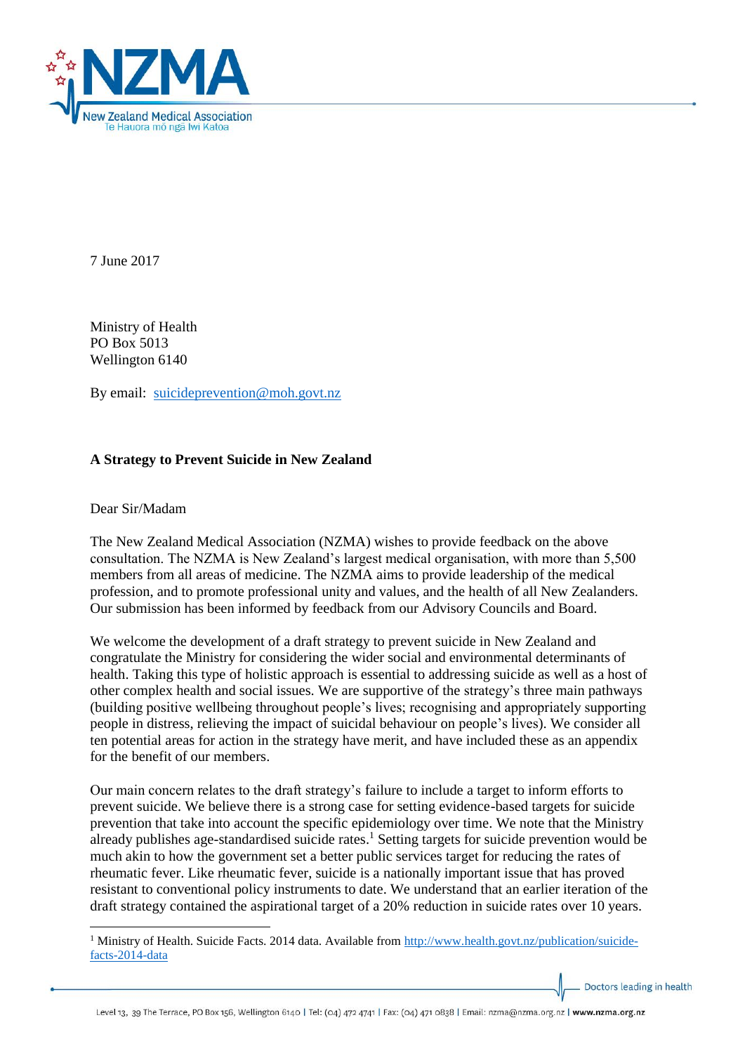7 June 2017

Ministry of Health
PO Box 5013
Wellington 6140

By email: suicideprevention@moh.govt.nz

**A Strategy to Prevent Suicide in New Zealand**

Dear Sir/Madam

The New Zealand Medical Association (NZMA) wishes to provide feedback on the above consultation. The NZMA is New Zealand's largest medical organisation, with more than 5,500 members from all areas of medicine. The NZMA aims to provide leadership of the medical profession, and to promote professional unity and values, and the health of all New Zealanders. Our submission has been informed by feedback from our Advisory Councils and Board.

We welcome the development of a draft strategy to prevent suicide in New Zealand and congratulate the Ministry for considering the wider social and environmental determinants of health. Taking this type of holistic approach is essential to addressing suicide as well as a host of other complex health and social issues. We are supportive of the strategy's three main pathways (building positive wellbeing throughout people's lives; recognising and appropriately supporting people in distress, relieving the impact of suicidal behaviour on people's lives). We consider all ten potential areas for action in the strategy have merit, and have included these as an appendix for the benefit of our members.

Our main concern relates to the draft strategy's failure to include a target to inform efforts to prevent suicide. We believe there is a strong case for setting evidence-based targets for suicide prevention that take into account the specific epidemiology over time. We note that the Ministry already publishes age-standardised suicide rates.[1] Setting targets for suicide prevention would be much akin to how the government set a better public services target for reducing the rates of rheumatic fever. Like rheumatic fever, suicide is a nationally important issue that has proved resistant to conventional policy instruments to date. We understand that an earlier iteration of the draft strategy contained the aspirational target of a 20% reduction in suicide rates over 10 years.

[1] Ministry of Health. Suicide Facts. 2014 data. Available from http://www.health.govt.nz/publication/suicide-facts-2014-data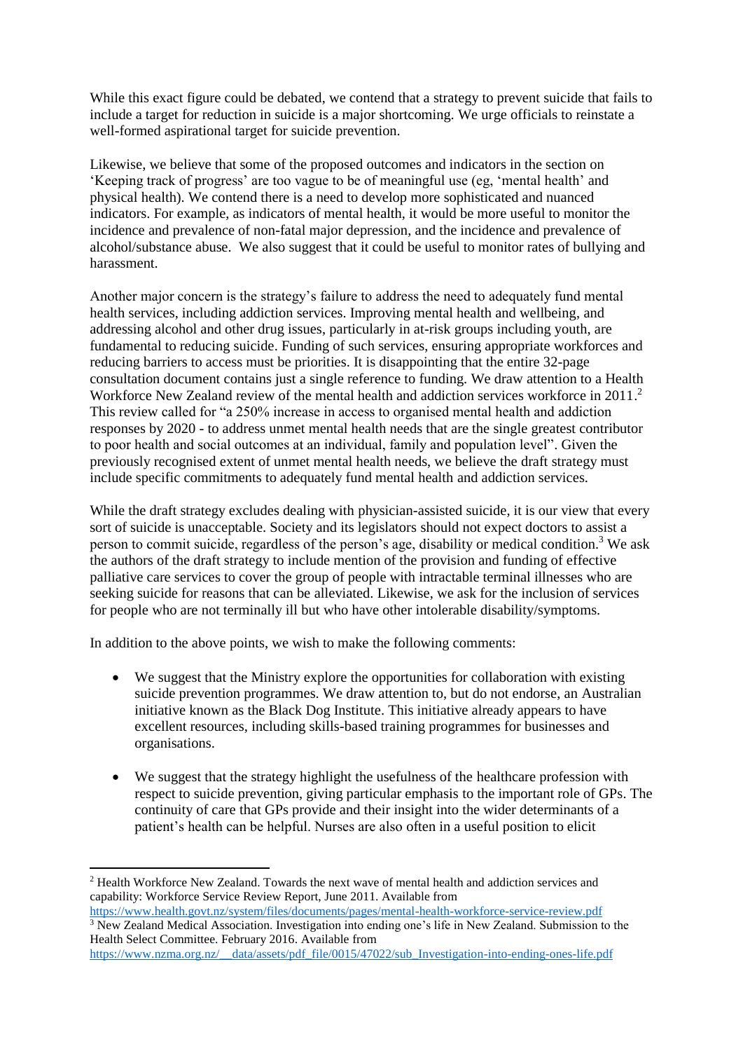While this exact figure could be debated, we contend that a strategy to prevent suicide that fails to include a target for reduction in suicide is a major shortcoming. We urge officials to reinstate a well-formed aspirational target for suicide prevention.

Likewise, we believe that some of the proposed outcomes and indicators in the section on 'Keeping track of progress' are too vague to be of meaningful use (eg, 'mental health' and physical health). We contend there is a need to develop more sophisticated and nuanced indicators. For example, as indicators of mental health, it would be more useful to monitor the incidence and prevalence of non-fatal major depression, and the incidence and prevalence of alcohol/substance abuse. We also suggest that it could be useful to monitor rates of bullying and harassment.

Another major concern is the strategy's failure to address the need to adequately fund mental health services, including addiction services. Improving mental health and wellbeing, and addressing alcohol and other drug issues, particularly in at-risk groups including youth, are fundamental to reducing suicide. Funding of such services, ensuring appropriate workforces and reducing barriers to access must be priorities. It is disappointing that the entire 32-page consultation document contains just a single reference to funding. We draw attention to a Health Workforce New Zealand review of the mental health and addiction services workforce in 2011.[2] This review called for "a 250% increase in access to organised mental health and addiction responses by 2020 - to address unmet mental health needs that are the single greatest contributor to poor health and social outcomes at an individual, family and population level". Given the previously recognised extent of unmet mental health needs, we believe the draft strategy must include specific commitments to adequately fund mental health and addiction services.

While the draft strategy excludes dealing with physician-assisted suicide, it is our view that every sort of suicide is unacceptable. Society and its legislators should not expect doctors to assist a person to commit suicide, regardless of the person's age, disability or medical condition.[3] We ask the authors of the draft strategy to include mention of the provision and funding of effective palliative care services to cover the group of people with intractable terminal illnesses who are seeking suicide for reasons that can be alleviated. Likewise, we ask for the inclusion of services for people who are not terminally ill but who have other intolerable disability/symptoms.

In addition to the above points, we wish to make the following comments:

- We suggest that the Ministry explore the opportunities for collaboration with existing suicide prevention programmes. We draw attention to, but do not endorse, an Australian initiative known as the Black Dog Institute. This initiative already appears to have excellent resources, including skills-based training programmes for businesses and organisations.

- We suggest that the strategy highlight the usefulness of the healthcare profession with respect to suicide prevention, giving particular emphasis to the important role of GPs. The continuity of care that GPs provide and their insight into the wider determinants of a patient's health can be helpful. Nurses are also often in a useful position to elicit

---

[2] Health Workforce New Zealand. Towards the next wave of mental health and addiction services and capability: Workforce Service Review Report, June 2011. Available from https://www.health.govt.nz/system/files/documents/pages/mental-health-workforce-service-review.pdf

[3] New Zealand Medical Association. Investigation into ending one's life in New Zealand. Submission to the Health Select Committee. February 2016. Available from https://www.nzma.org.nz/__data/assets/pdf_file/0015/47022/sub_Investigation-into-ending-ones-life.pdf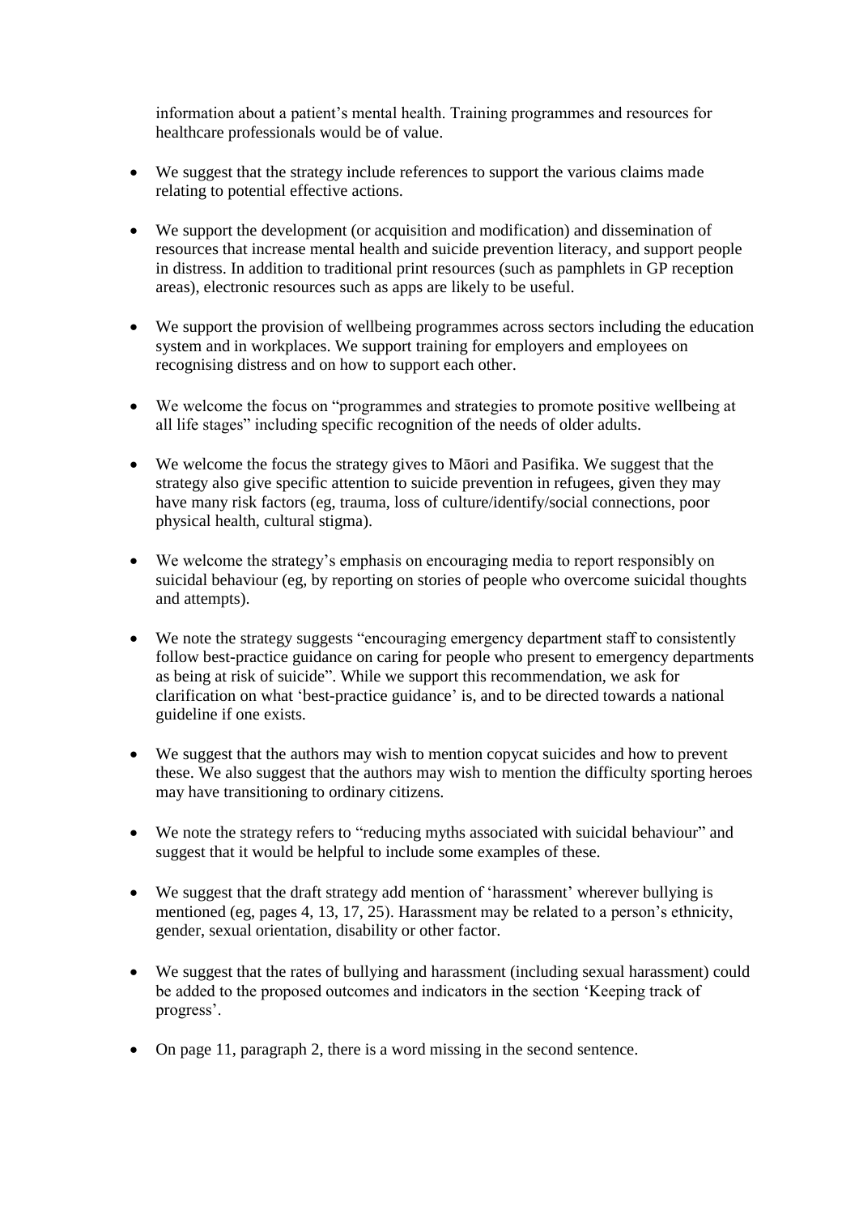information about a patient's mental health. Training programmes and resources for healthcare professionals would be of value.

- We suggest that the strategy include references to support the various claims made relating to potential effective actions.
- We support the development (or acquisition and modification) and dissemination of resources that increase mental health and suicide prevention literacy, and support people in distress. In addition to traditional print resources (such as pamphlets in GP reception areas), electronic resources such as apps are likely to be useful.
- We support the provision of wellbeing programmes across sectors including the education system and in workplaces. We support training for employers and employees on recognising distress and on how to support each other.
- We welcome the focus on "programmes and strategies to promote positive wellbeing at all life stages" including specific recognition of the needs of older adults.
- We welcome the focus the strategy gives to Māori and Pasifika. We suggest that the strategy also give specific attention to suicide prevention in refugees, given they may have many risk factors (eg, trauma, loss of culture/identify/social connections, poor physical health, cultural stigma).
- We welcome the strategy's emphasis on encouraging media to report responsibly on suicidal behaviour (eg, by reporting on stories of people who overcome suicidal thoughts and attempts).
- We note the strategy suggests "encouraging emergency department staff to consistently follow best-practice guidance on caring for people who present to emergency departments as being at risk of suicide". While we support this recommendation, we ask for clarification on what 'best-practice guidance' is, and to be directed towards a national guideline if one exists.
- We suggest that the authors may wish to mention copycat suicides and how to prevent these. We also suggest that the authors may wish to mention the difficulty sporting heroes may have transitioning to ordinary citizens.
- We note the strategy refers to "reducing myths associated with suicidal behaviour" and suggest that it would be helpful to include some examples of these.
- We suggest that the draft strategy add mention of 'harassment' wherever bullying is mentioned (eg, pages 4, 13, 17, 25). Harassment may be related to a person's ethnicity, gender, sexual orientation, disability or other factor.
- We suggest that the rates of bullying and harassment (including sexual harassment) could be added to the proposed outcomes and indicators in the section 'Keeping track of progress'.
- On page 11, paragraph 2, there is a word missing in the second sentence.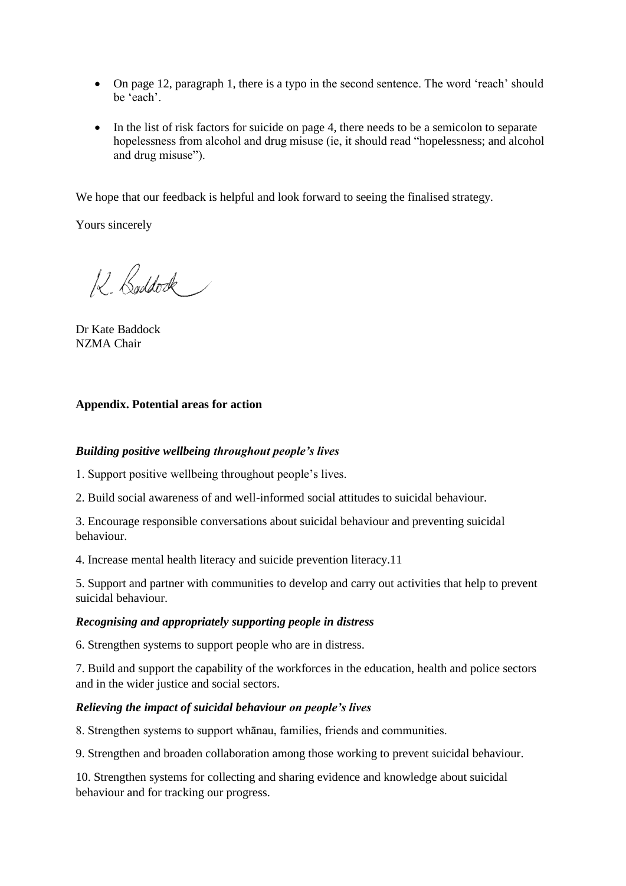- On page 12, paragraph 1, there is a typo in the second sentence. The word 'reach' should be 'each'.
- In the list of risk factors for suicide on page 4, there needs to be a semicolon to separate hopelessness from alcohol and drug misuse (ie, it should read "hopelessness; and alcohol and drug misuse").

We hope that our feedback is helpful and look forward to seeing the finalised strategy.

Yours sincerely

Dr Kate Baddock
NZMA Chair

**Appendix. Potential areas for action**

***Building positive wellbeing throughout people's lives***

1. Support positive wellbeing throughout people's lives.

2. Build social awareness of and well-informed social attitudes to suicidal behaviour.

3. Encourage responsible conversations about suicidal behaviour and preventing suicidal behaviour.

4. Increase mental health literacy and suicide prevention literacy.11

5. Support and partner with communities to develop and carry out activities that help to prevent suicidal behaviour.

***Recognising and appropriately supporting people in distress***

6. Strengthen systems to support people who are in distress.

7. Build and support the capability of the workforces in the education, health and police sectors and in the wider justice and social sectors.

***Relieving the impact of suicidal behaviour on people's lives***

8. Strengthen systems to support whānau, families, friends and communities.

9. Strengthen and broaden collaboration among those working to prevent suicidal behaviour.

10. Strengthen systems for collecting and sharing evidence and knowledge about suicidal behaviour and for tracking our progress.